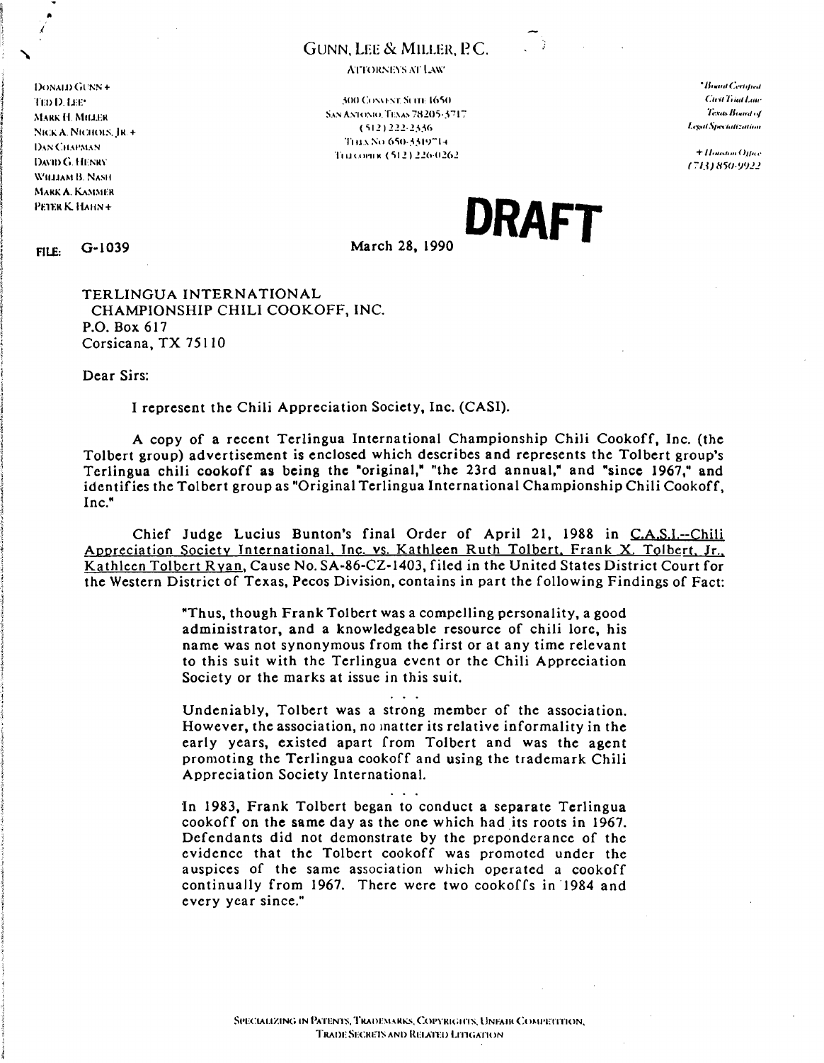# GUNN, LEE & MILLER, P.C.

ATTORNEYS AT LAW

DONALD GUNN +
TED D. LEE*
MARK H. MILLER
NICK A. NICHOLS, JR. +
DAN CHAPMAN
DAVID G. HENRY
WILLIAM B. NASH
MARK A. KAMMER
PETER K. HAHN +

300 CONVENT SUITE 1650
SAN ANTONIO, TEXAS 78205-3717
(512) 222-2336
TELEX NO 650-3319714
TELECOPIER (512) 226-0262

*Board Certified
Civil Trial Law
Texas Board of
Legal Specialization

+ Houston Office
(713) 850-9922

**DRAFT**

FILE: G-1039

March 28, 1990

TERLINGUA INTERNATIONAL
CHAMPIONSHIP CHILI COOKOFF, INC.
P.O. Box 617
Corsicana, TX 75110

Dear Sirs:

I represent the Chili Appreciation Society, Inc. (CASI).

A copy of a recent Terlingua International Championship Chili Cookoff, Inc. (the Tolbert group) advertisement is enclosed which describes and represents the Tolbert group's Terlingua chili cookoff as being the "original," "the 23rd annual," and "since 1967," and identifies the Tolbert group as "Original Terlingua International Championship Chili Cookoff, Inc."

Chief Judge Lucius Bunton's final Order of April 21, 1988 in C.A.S.I.--Chili Appreciation Society International, Inc. vs. Kathleen Ruth Tolbert, Frank X. Tolbert, Jr., Kathleen Tolbert Ryan, Cause No. SA-86-CZ-1403, filed in the United States District Court for the Western District of Texas, Pecos Division, contains in part the following Findings of Fact:

> "Thus, though Frank Tolbert was a compelling personality, a good administrator, and a knowledgeable resource of chili lore, his name was not synonymous from the first or at any time relevant to this suit with the Terlingua event or the Chili Appreciation Society or the marks at issue in this suit.
>
> . . .
>
> Undeniably, Tolbert was a strong member of the association. However, the association, no matter its relative informality in the early years, existed apart from Tolbert and was the agent promoting the Terlingua cookoff and using the trademark Chili Appreciation Society International.
>
> . . .
>
> In 1983, Frank Tolbert began to conduct a separate Terlingua cookoff on the same day as the one which had its roots in 1967. Defendants did not demonstrate by the preponderance of the evidence that the Tolbert cookoff was promoted under the auspices of the same association which operated a cookoff continually from 1967. There were two cookoffs in 1984 and every year since."

SPECIALIZING IN PATENTS, TRADEMARKS, COPYRIGHTS, UNFAIR COMPETITION, TRADE SECRETS AND RELATED LITIGATION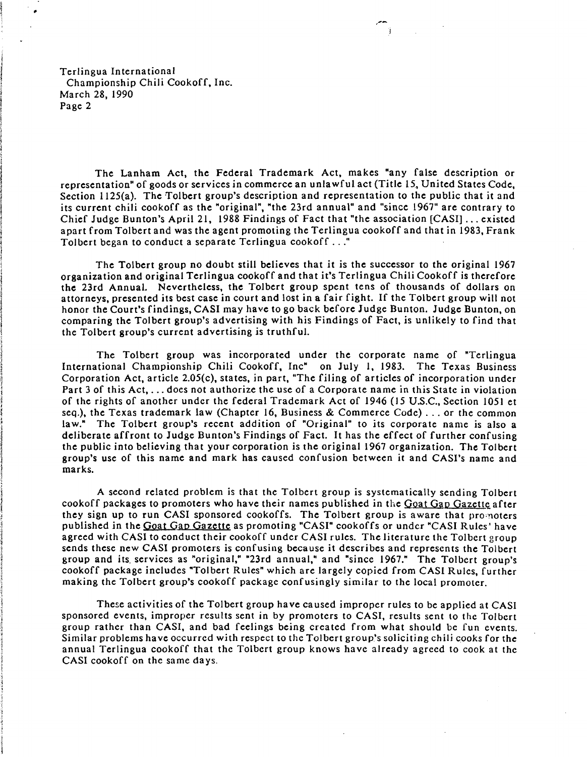Terlingua International
Championship Chili Cookoff, Inc.
March 28, 1990

The Lanham Act, the Federal Trademark Act, makes "any false description or representation" of goods or services in commerce an unlawful act (Title 15, United States Code, Section 1125(a). The Tolbert group's description and representation to the public that it and its current chili cookoff as the "original", "the 23rd annual" and "since 1967" are contrary to Chief Judge Bunton's April 21, 1988 Findings of Fact that "the association [CASI] ... existed apart from Tolbert and was the agent promoting the Terlingua cookoff and that in 1983, Frank Tolbert began to conduct a separate Terlingua cookoff ..."

The Tolbert group no doubt still believes that it is the successor to the original 1967 organization and original Terlingua cookoff and that it's Terlingua Chili Cookoff is therefore the 23rd Annual. Nevertheless, the Tolbert group spent tens of thousands of dollars on attorneys, presented its best case in court and lost in a fair fight. If the Tolbert group will not honor the Court's findings, CASI may have to go back before Judge Bunton. Judge Bunton, on comparing the Tolbert group's advertising with his Findings of Fact, is unlikely to find that the Tolbert group's current advertising is truthful.

The Tolbert group was incorporated under the corporate name of "Terlingua International Championship Chili Cookoff, Inc" on July 1, 1983. The Texas Business Corporation Act, article 2.05(c), states, in part, "The filing of articles of incorporation under Part 3 of this Act, ... does not authorize the use of a Corporate name in this State in violation of the rights of another under the federal Trademark Act of 1946 (15 U.S.C., Section 1051 et seq.), the Texas trademark law (Chapter 16, Business & Commerce Code) ... or the common law." The Tolbert group's recent addition of "Original" to its corporate name is also a deliberate affront to Judge Bunton's Findings of Fact. It has the effect of further confusing the public into believing that your corporation is the original 1967 organization. The Tolbert group's use of this name and mark has caused confusion between it and CASI's name and marks.

A second related problem is that the Tolbert group is systematically sending Tolbert cookoff packages to promoters who have their names published in the Goat Gap Gazette after they sign up to run CASI sponsored cookoffs. The Tolbert group is aware that promoters published in the Goat Gap Gazette as promoting "CASI" cookoffs or under "CASI Rules' have agreed with CASI to conduct their cookoff under CASI rules. The literature the Tolbert group sends these new CASI promoters is confusing because it describes and represents the Tolbert group and its services as "original," "23rd annual," and "since 1967." The Tolbert group's cookoff package includes "Tolbert Rules" which are largely copied from CASI Rules, further making the Tolbert group's cookoff package confusingly similar to the local promoter.

These activities of the Tolbert group have caused improper rules to be applied at CASI sponsored events, improper results sent in by promoters to CASI, results sent to the Tolbert group rather than CASI, and bad feelings being created from what should be fun events. Similar problems have occurred with respect to the Tolbert group's soliciting chili cooks for the annual Terlingua cookoff that the Tolbert group knows have already agreed to cook at the CASI cookoff on the same days.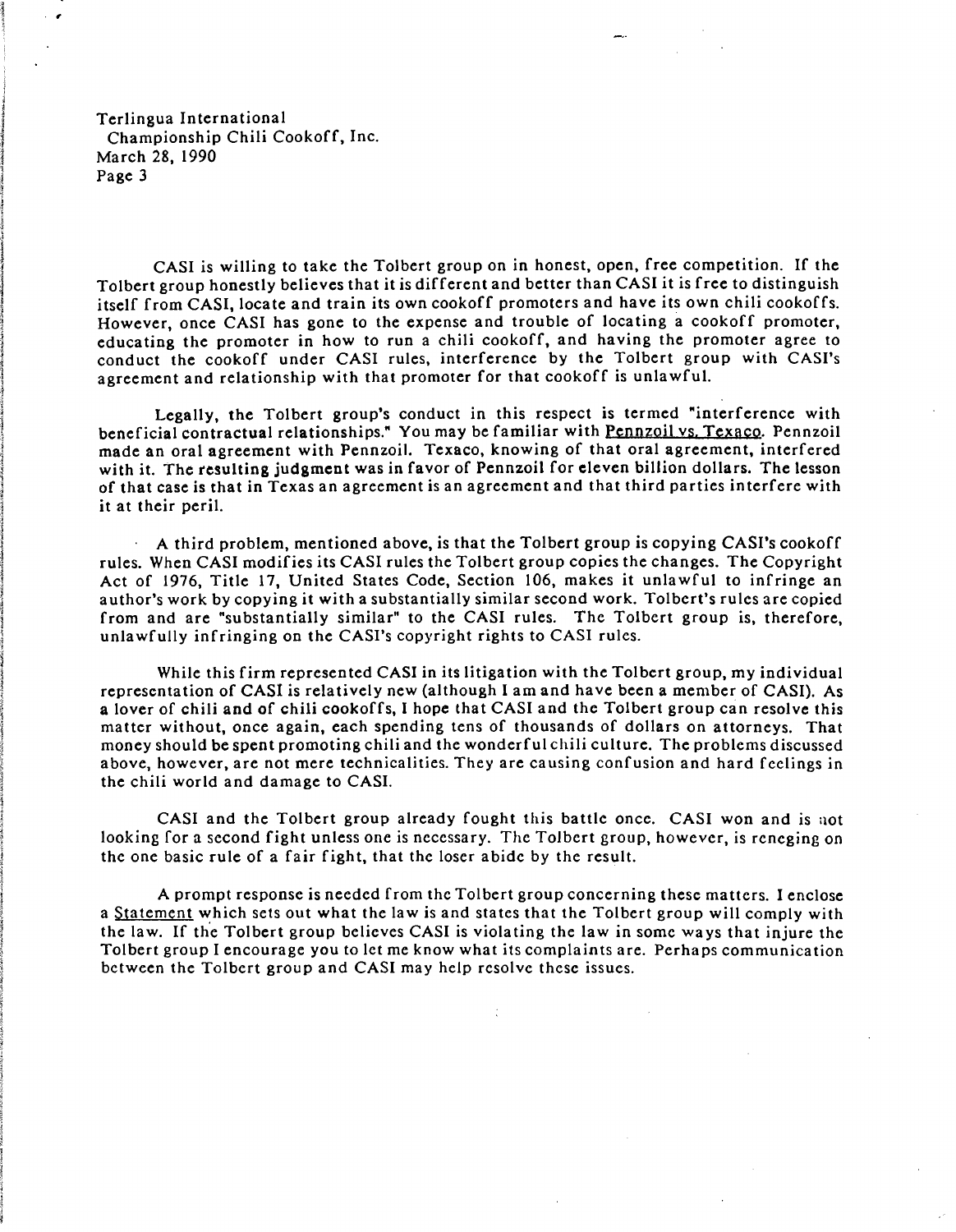CASI is willing to take the Tolbert group on in honest, open, free competition. If the Tolbert group honestly believes that it is different and better than CASI it is free to distinguish itself from CASI, locate and train its own cookoff promoters and have its own chili cookoffs. However, once CASI has gone to the expense and trouble of locating a cookoff promoter, educating the promoter in how to run a chili cookoff, and having the promoter agree to conduct the cookoff under CASI rules, interference by the Tolbert group with CASI's agreement and relationship with that promoter for that cookoff is unlawful.

Legally, the Tolbert group's conduct in this respect is termed "interference with beneficial contractual relationships." You may be familiar with Pennzoil vs. Texaco. Pennzoil made an oral agreement with Pennzoil. Texaco, knowing of that oral agreement, interfered with it. The resulting judgment was in favor of Pennzoil for eleven billion dollars. The lesson of that case is that in Texas an agreement is an agreement and that third parties interfere with it at their peril.

A third problem, mentioned above, is that the Tolbert group is copying CASI's cookoff rules. When CASI modifies its CASI rules the Tolbert group copies the changes. The Copyright Act of 1976, Title 17, United States Code, Section 106, makes it unlawful to infringe an author's work by copying it with a substantially similar second work. Tolbert's rules are copied from and are "substantially similar" to the CASI rules. The Tolbert group is, therefore, unlawfully infringing on the CASI's copyright rights to CASI rules.

While this firm represented CASI in its litigation with the Tolbert group, my individual representation of CASI is relatively new (although I am and have been a member of CASI). As a lover of chili and of chili cookoffs, I hope that CASI and the Tolbert group can resolve this matter without, once again, each spending tens of thousands of dollars on attorneys. That money should be spent promoting chili and the wonderful chili culture. The problems discussed above, however, are not mere technicalities. They are causing confusion and hard feelings in the chili world and damage to CASI.

CASI and the Tolbert group already fought this battle once. CASI won and is not looking for a second fight unless one is necessary. The Tolbert group, however, is reneging on the one basic rule of a fair fight, that the loser abide by the result.

A prompt response is needed from the Tolbert group concerning these matters. I enclose a Statement which sets out what the law is and states that the Tolbert group will comply with the law. If the Tolbert group believes CASI is violating the law in some ways that injure the Tolbert group I encourage you to let me know what its complaints are. Perhaps communication between the Tolbert group and CASI may help resolve these issues.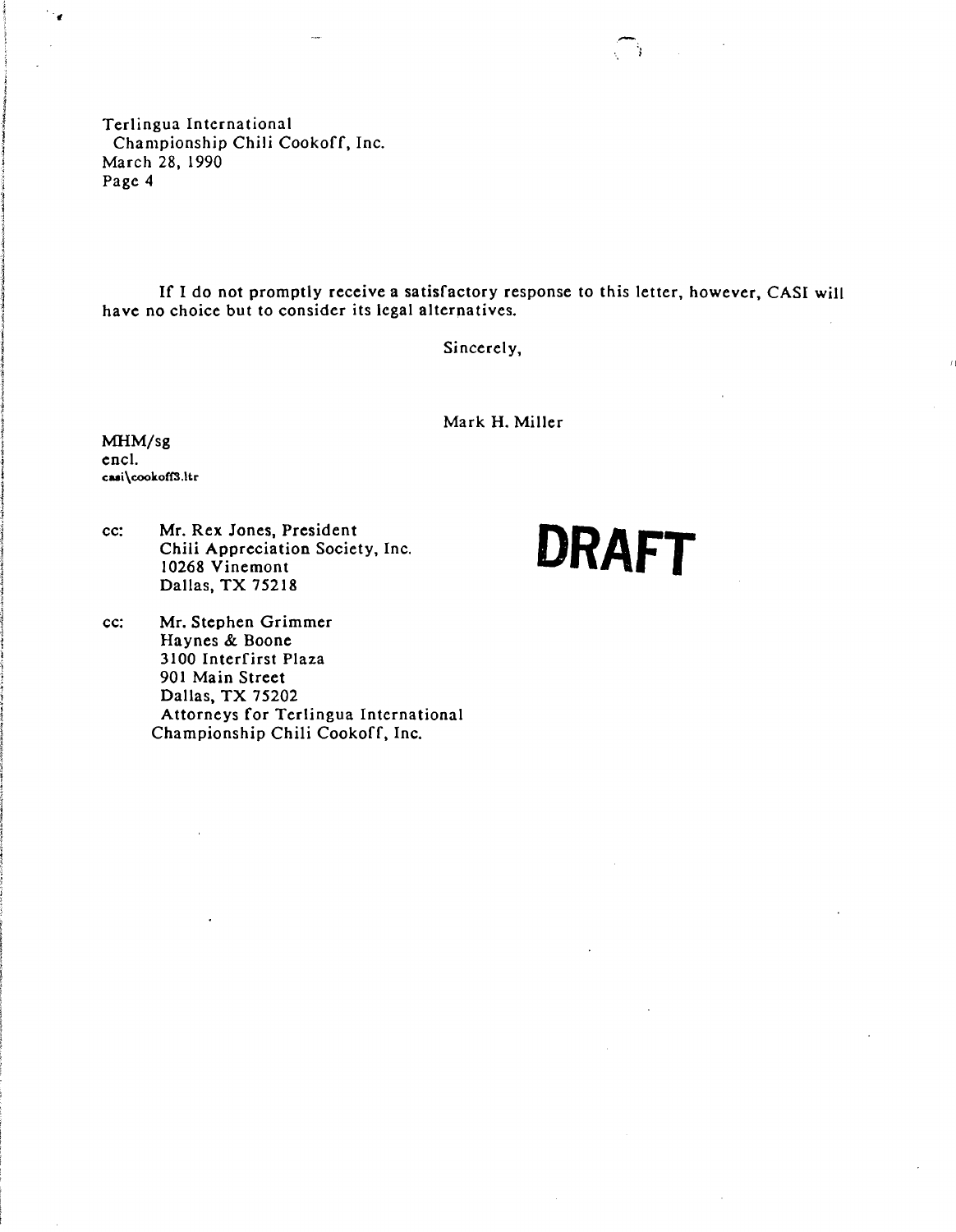Terlingua International
Championship Chili Cookoff, Inc.
March 28, 1990
Page 4

If I do not promptly receive a satisfactory response to this letter, however, CASI will have no choice but to consider its legal alternatives.

Sincerely,

Mark H. Miller

MHM/sg
encl.
casi\cookoff3.ltr

**DRAFT**

cc: Mr. Rex Jones, President
Chili Appreciation Society, Inc.
10268 Vinemont
Dallas, TX 75218

cc: Mr. Stephen Grimmer
Haynes & Boone
3100 Interfirst Plaza
901 Main Street
Dallas, TX 75202
Attorneys for Terlingua International Championship Chili Cookoff, Inc.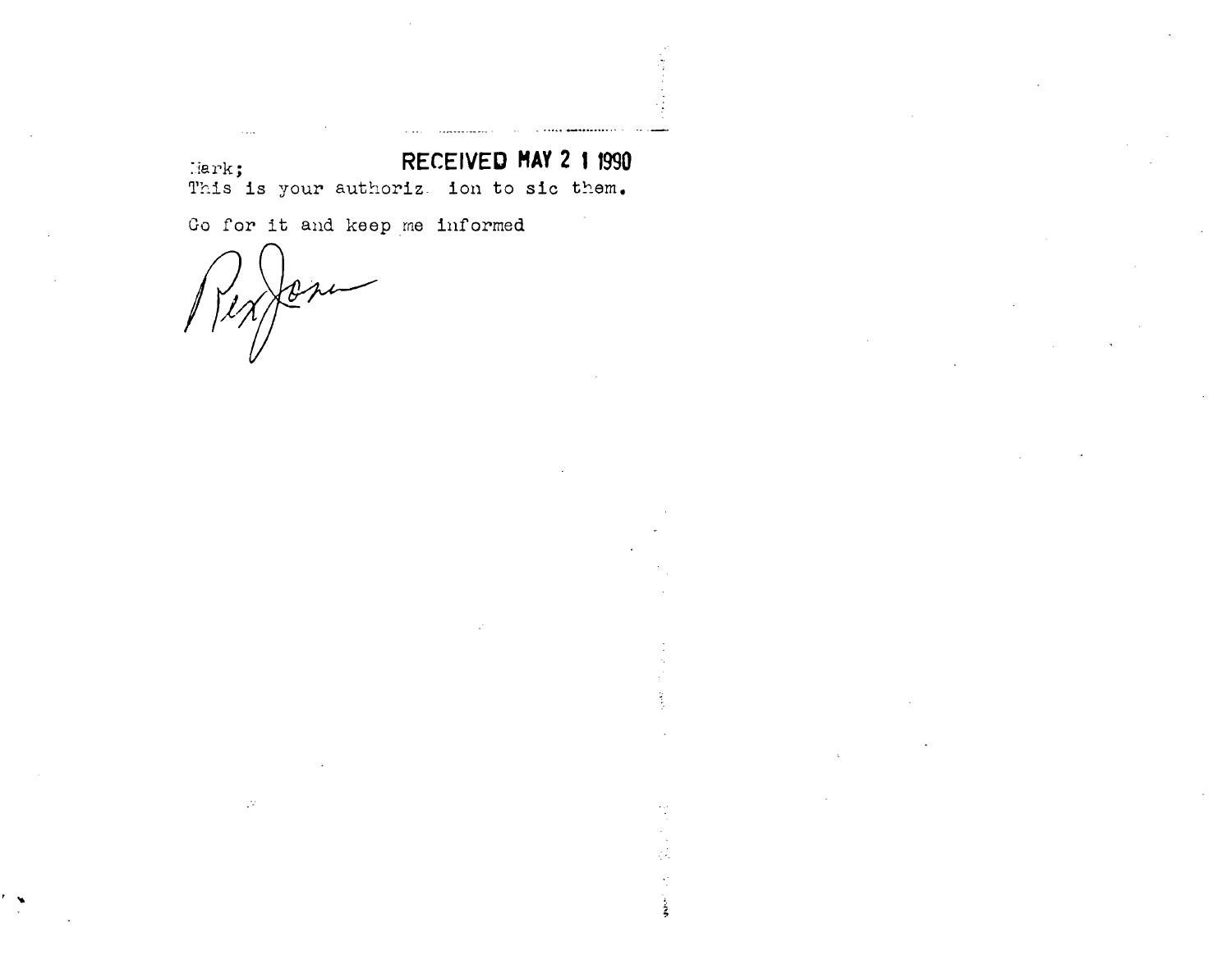Mark;

**RECEIVED MAY 2 1 1990**

This is your authoriz ion to sic them.

Go for it and keep me informed

Rex Jones